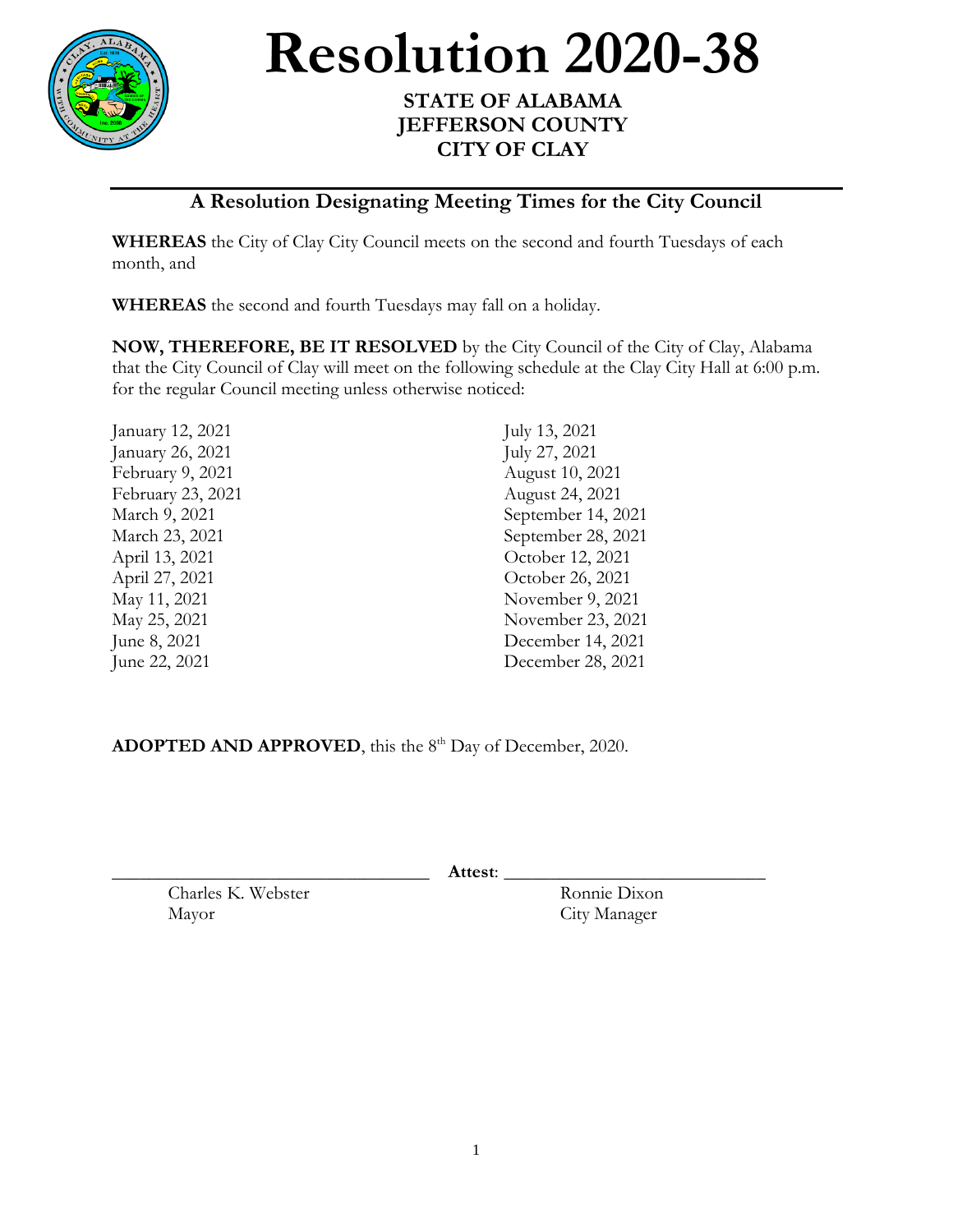# Resolution 2020-38

**STATE OF ALABAMA**
**JEFFERSON COUNTY**
**CITY OF CLAY**

## A Resolution Designating Meeting Times for the City Council

**WHEREAS** the City of Clay City Council meets on the second and fourth Tuesdays of each month, and

**WHEREAS** the second and fourth Tuesdays may fall on a holiday.

**NOW, THEREFORE, BE IT RESOLVED** by the City Council of the City of Clay, Alabama that the City Council of Clay will meet on the following schedule at the Clay City Hall at 6:00 p.m. for the regular Council meeting unless otherwise noticed:

January 12, 2021
January 26, 2021
February 9, 2021
February 23, 2021
March 9, 2021
March 23, 2021
April 13, 2021
April 27, 2021
May 11, 2021
May 25, 2021
June 8, 2021
June 22, 2021
July 13, 2021
July 27, 2021
August 10, 2021
August 24, 2021
September 14, 2021
September 28, 2021
October 12, 2021
October 26, 2021
November 9, 2021
November 23, 2021
December 14, 2021
December 28, 2021

**ADOPTED AND APPROVED**, this the 8th Day of December, 2020.

\_\_\_\_\_\_\_\_\_\_\_\_\_\_\_\_\_\_\_\_\_\_\_\_\_\_\_\_\_\_\_\_\_\_
Charles K. Webster
Mayor

**Attest**: \_\_\_\_\_\_\_\_\_\_\_\_\_\_\_\_\_\_\_\_\_\_\_\_\_\_\_\_\_\_
Ronnie Dixon
City Manager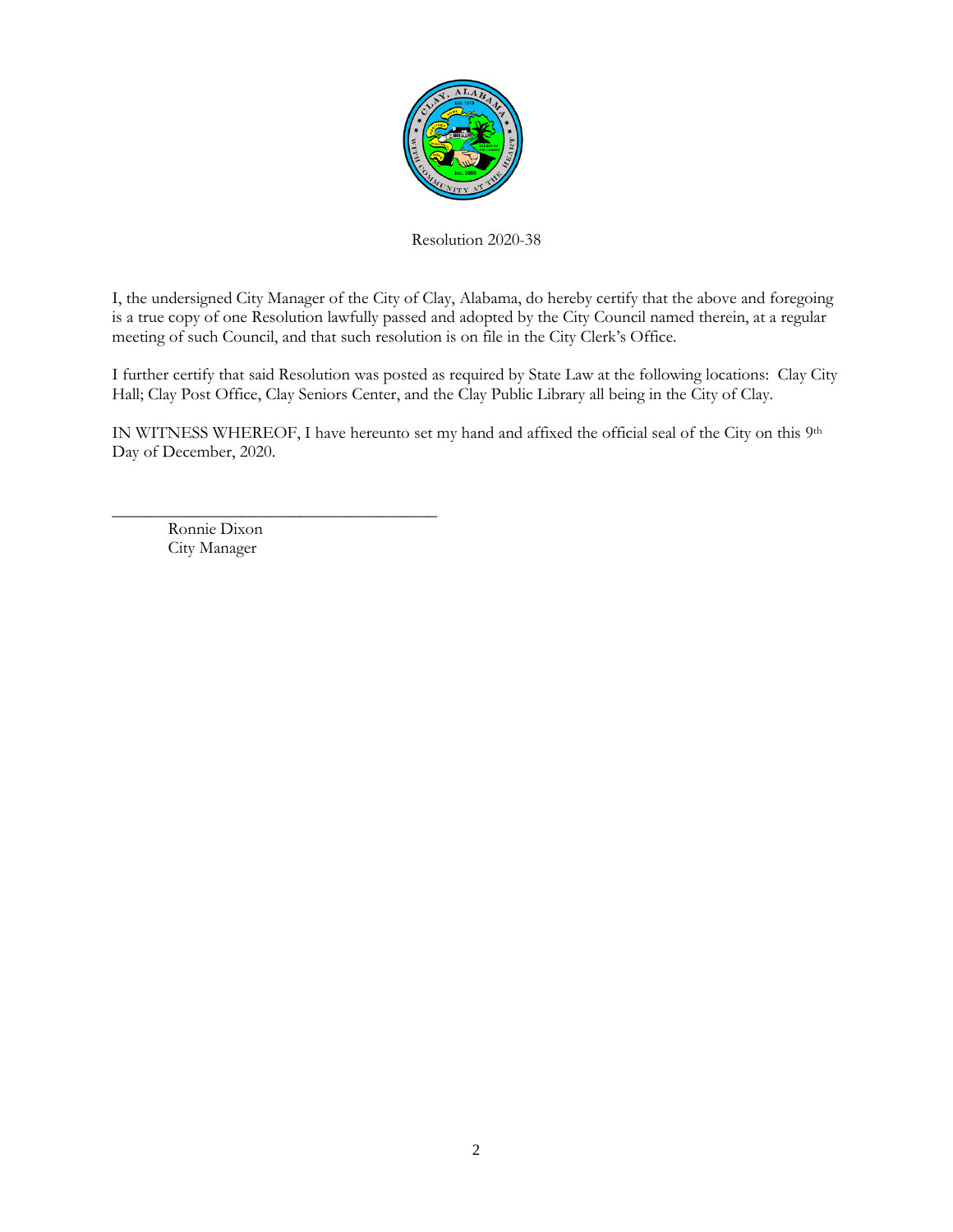Resolution 2020-38

I, the undersigned City Manager of the City of Clay, Alabama, do hereby certify that the above and foregoing is a true copy of one Resolution lawfully passed and adopted by the City Council named therein, at a regular meeting of such Council, and that such resolution is on file in the City Clerk's Office.

I further certify that said Resolution was posted as required by State Law at the following locations: Clay City Hall; Clay Post Office, Clay Seniors Center, and the Clay Public Library all being in the City of Clay.

IN WITNESS WHEREOF, I have hereunto set my hand and affixed the official seal of the City on this 9th Day of December, 2020.

\_\_\_\_\_\_\_\_\_\_\_\_\_\_\_\_\_\_\_\_\_\_\_\_\_\_\_\_\_\_\_\_\_\_\_\_\_\_\_\_

Ronnie Dixon
City Manager